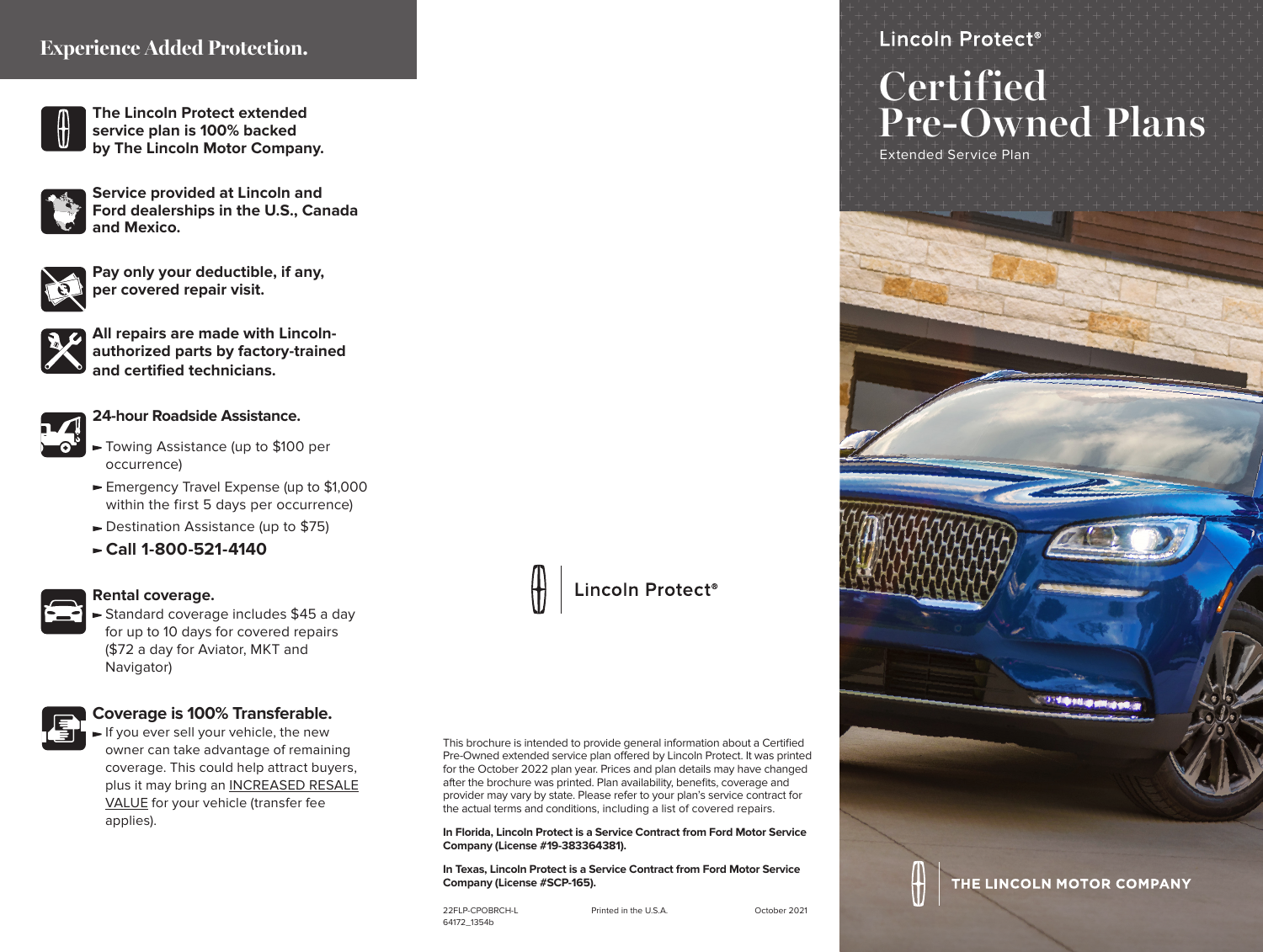## Experience Added Protection.

**The Lincoln Protect extended service plan is 100% backed by The Lincoln Motor Company.**

**Service provided at Lincoln and Ford dealerships in the U.S., Canada and Mexico.**

**Pay only your deductible, if any, per covered repair visit.**

**All repairs are made with Lincoln-authorized parts by factory-trained and certified technicians.**

**24-hour Roadside Assistance.**

- Towing Assistance (up to $100 per occurrence)
- Emergency Travel Expense (up to $1,000 within the first 5 days per occurrence)
- Destination Assistance (up to $75)
- **Call 1-800-521-4140**

**Rental coverage.**

- Standard coverage includes $45 a day for up to 10 days for covered repairs ($72 a day for Aviator, MKT and Navigator)

**Coverage is 100% Transferable.**

- If you ever sell your vehicle, the new owner can take advantage of remaining coverage. This could help attract buyers, plus it may bring an INCREASED RESALE VALUE for your vehicle (transfer fee applies).

Lincoln Protect®

This brochure is intended to provide general information about a Certified Pre-Owned extended service plan offered by Lincoln Protect. It was printed for the October 2022 plan year. Prices and plan details may have changed after the brochure was printed. Plan availability, benefits, coverage and provider may vary by state. Please refer to your plan's service contract for the actual terms and conditions, including a list of covered repairs.

**In Florida, Lincoln Protect is a Service Contract from Ford Motor Service Company (License #19-383364381).**

**In Texas, Lincoln Protect is a Service Contract from Ford Motor Service Company (License #SCP-165).**

22FLP-CPOBRCH-L
64172_1354b

Printed in the U.S.A.

October 2021

Lincoln Protect®

# Certified Pre-Owned Plans

Extended Service Plan

THE LINCOLN MOTOR COMPANY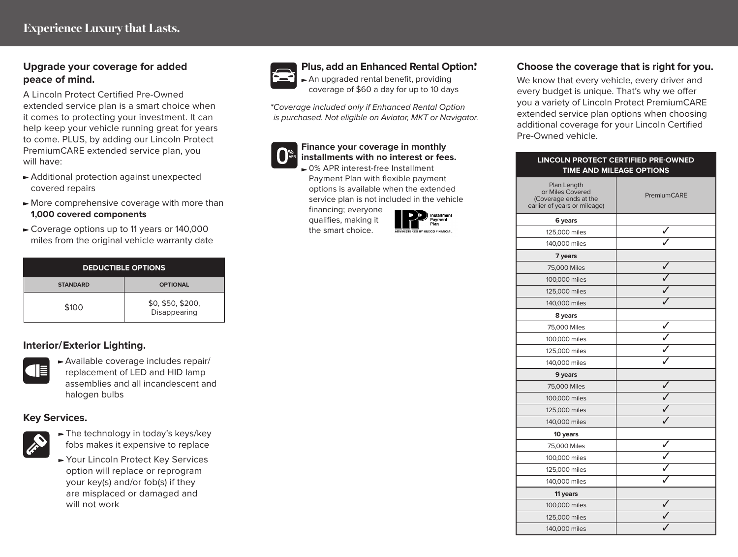## Experience Luxury that Lasts.

### Upgrade your coverage for added peace of mind.

A Lincoln Protect Certified Pre-Owned extended service plan is a smart choice when it comes to protecting your investment. It can help keep your vehicle running great for years to come. PLUS, by adding our Lincoln Protect PremiumCARE extended service plan, you will have:

- Additional protection against unexpected covered repairs
- More comprehensive coverage with more than **1,000 covered components**
- Coverage options up to 11 years or 140,000 miles from the original vehicle warranty date

| DEDUCTIBLE OPTIONS | |
|---|---|
| **STANDARD** | **OPTIONAL** |
| $100 | $0, $50, $200, Disappearing |

### Interior/Exterior Lighting.

- Available coverage includes repair/replacement of LED and HID lamp assemblies and all incandescent and halogen bulbs

### Key Services.

- The technology in today's keys/key fobs makes it expensive to replace
- Your Lincoln Protect Key Services option will replace or reprogram your key(s) and/or fob(s) if they are misplaced or damaged and will not work

### Plus, add an Enhanced Rental Option.*

- An upgraded rental benefit, providing coverage of $60 a day for up to 10 days

*\*Coverage included only if Enhanced Rental Option is purchased. Not eligible on Aviator, MKT or Navigator.*

### Finance your coverage in monthly installments with no interest or fees.

- 0% APR interest-free Installment Payment Plan with flexible payment options is available when the extended service plan is not included in the vehicle financing; everyone qualifies, making it the smart choice.

IPP Installment Payment Plan — ADMINISTERED BY SUDCO FINANCIAL

### Choose the coverage that is right for you.

We know that every vehicle, every driver and every budget is unique. That's why we offer you a variety of Lincoln Protect PremiumCARE extended service plan options when choosing additional coverage for your Lincoln Certified Pre-Owned vehicle.

| LINCOLN PROTECT CERTIFIED PRE-OWNED TIME AND MILEAGE OPTIONS | |
|---|---|
| Plan Length or Miles Covered (Coverage ends at the earlier of years or mileage) | PremiumCARE |
| **6 years** | |
| 125,000 miles | ✓ |
| 140,000 miles | ✓ |
| **7 years** | |
| 75,000 Miles | ✓ |
| 100,000 miles | ✓ |
| 125,000 miles | ✓ |
| 140,000 miles | ✓ |
| **8 years** | |
| 75,000 Miles | ✓ |
| 100,000 miles | ✓ |
| 125,000 miles | ✓ |
| 140,000 miles | ✓ |
| **9 years** | |
| 75,000 Miles | ✓ |
| 100,000 miles | ✓ |
| 125,000 miles | ✓ |
| 140,000 miles | ✓ |
| **10 years** | |
| 75,000 Miles | ✓ |
| 100,000 miles | ✓ |
| 125,000 miles | ✓ |
| 140,000 miles | ✓ |
| **11 years** | |
| 100,000 miles | ✓ |
| 125,000 miles | ✓ |
| 140,000 miles | ✓ |